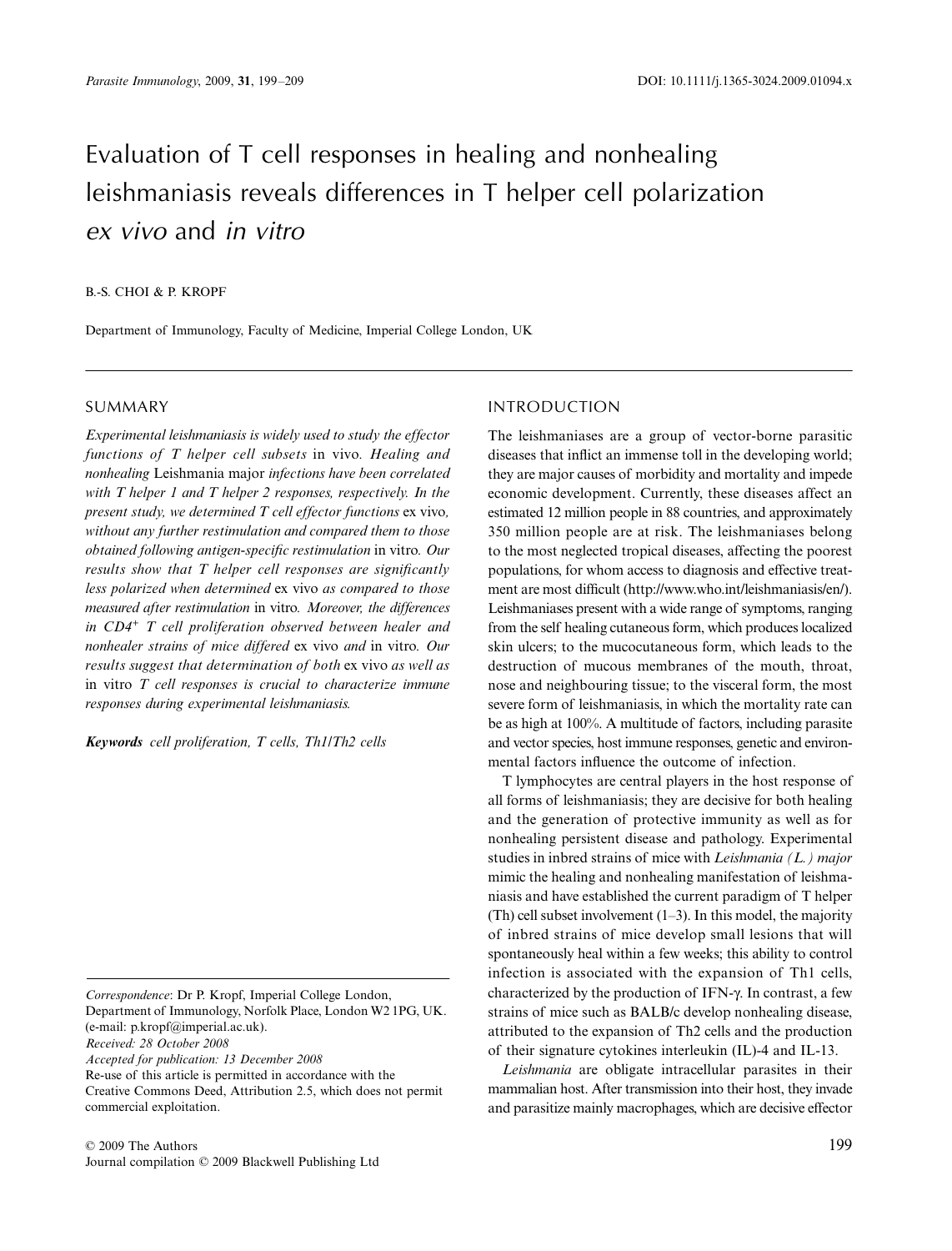# Evaluation of T cell responses in healing and nonhealing leishmaniasis reveals differences in T helper cell polarization *ex vivo* and *in vitro*

B.-S. CHOI & P. KROPF

Department of Immunology, Faculty of Medicine, Imperial College London, UK

## SUMMARY

*Experimental leishmaniasis is widely used to study the effector functions of T helper cell subsets* in vivo. *Healing and nonhealing* Leishmania major *infections have been correlated with T helper 1 and T helper 2 responses, respectively. In the present study, we determined T cell effector functions* ex vivo, *without any further restimulation and compared them to those obtained following antigen-specific restimulation* in vitro. *Our results show that T helper cell responses are significantly less polarized when determined* ex vivo *as compared to those measured after restimulation* in vitro. *Moreover, the differences in CD4*$^+$ *T cell proliferation observed between healer and nonhealer strains of mice differed* ex vivo *and* in vitro. *Our results suggest that determination of both* ex vivo *as well as* in vitro *T cell responses is crucial to characterize immune responses during experimental leishmaniases.*

***Keywords*** *cell proliferation, T cells, Th1/Th2 cells*

Correspondence: Dr P. Kropf, Imperial College London, Department of Immunology, Norfolk Place, London W2 1PG, UK. (e-mail: p.kropf@imperial.ac.uk).
*Received: 28 October 2008*
*Accepted for publication: 13 December 2008*
Re-use of this article is permitted in accordance with the Creative Commons Deed, Attribution 2.5, which does not permit commercial exploitation.

## INTRODUCTION

The leishmaniases are a group of vector-borne parasitic diseases that inflict an immense toll in the developing world; they are major causes of morbidity and mortality and impede economic development. Currently, these diseases affect an estimated 12 million people in 88 countries, and approximately 350 million people are at risk. The leishmaniases belong to the most neglected tropical diseases, affecting the poorest populations, for whom access to diagnosis and effective treatment are most difficult (http://www.who.int/leishmaniasis/en/). Leishmaniases present with a wide range of symptoms, ranging from the self healing cutaneous form, which produces localized skin ulcers; to the mucocutaneous form, which leads to the destruction of mucous membranes of the mouth, throat, nose and neighbouring tissue; to the visceral form, the most severe form of leishmaniasis, in which the mortality rate can be as high at 100%. A multitude of factors, including parasite and vector species, host immune responses, genetic and environmental factors influence the outcome of infection.

T lymphocytes are central players in the host response of all forms of leishmaniasis; they are decisive for both healing and the generation of protective immunity as well as for nonhealing persistent disease and pathology. Experimental studies in inbred strains of mice with *Leishmania (L.) major* mimic the healing and nonhealing manifestation of leishmaniasis and have established the current paradigm of T helper (Th) cell subset involvement (1–3). In this model, the majority of inbred strains of mice develop small lesions that will spontaneously heal within a few weeks; this ability to control infection is associated with the expansion of Th1 cells, characterized by the production of IFN-γ. In contrast, a few strains of mice such as BALB/c develop nonhealing disease, attributed to the expansion of Th2 cells and the production of their signature cytokines interleukin (IL)-4 and IL-13.

*Leishmania* are obligate intracellular parasites in their mammalian host. After transmission into their host, they invade and parasitize mainly macrophages, which are decisive effector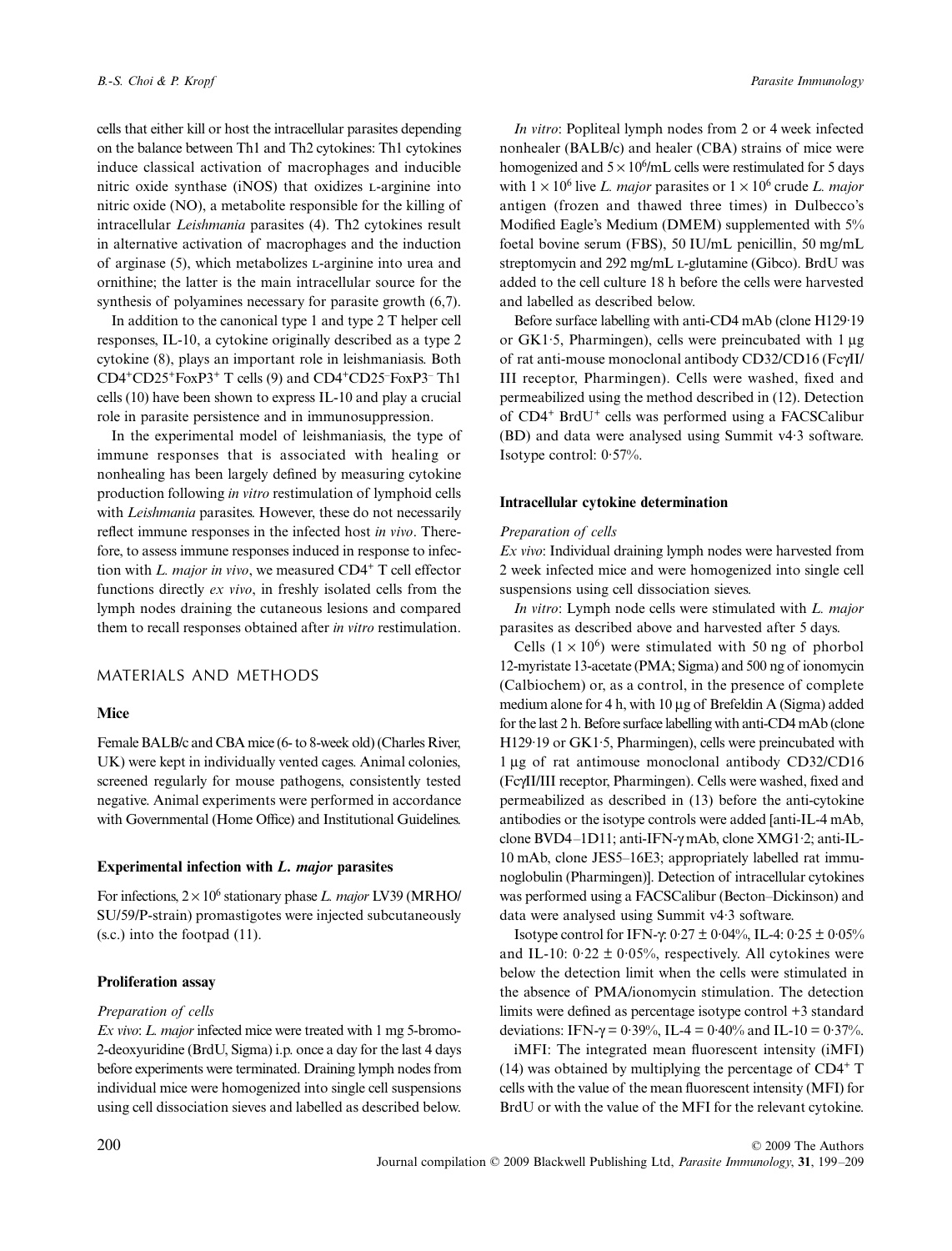cells that either kill or host the intracellular parasites depending on the balance between Th1 and Th2 cytokines: Th1 cytokines induce classical activation of macrophages and inducible nitric oxide synthase (iNOS) that oxidizes L-arginine into nitric oxide (NO), a metabolite responsible for the killing of intracellular *Leishmania* parasites (4). Th2 cytokines result in alternative activation of macrophages and the induction of arginase (5), which metabolizes L-arginine into urea and ornithine; the latter is the main intracellular source for the synthesis of polyamines necessary for parasite growth (6,7).

In addition to the canonical type 1 and type 2 T helper cell responses, IL-10, a cytokine originally described as a type 2 cytokine (8), plays an important role in leishmaniasis. Both $CD4^+CD25^+FoxP3^+$ T cells (9) and $CD4^+CD25^-FoxP3^-$ Th1 cells (10) have been shown to express IL-10 and play a crucial role in parasite persistence and in immunosuppression.

In the experimental model of leishmaniasis, the type of immune responses that is associated with healing or nonhealing has been largely defined by measuring cytokine production following *in vitro* restimulation of lymphoid cells with *Leishmania* parasites. However, these do not necessarily reflect immune responses in the infected host *in vivo*. Therefore, to assess immune responses induced in response to infection with *L. major in vivo*, we measured $CD4^+$ T cell effector functions directly *ex vivo*, in freshly isolated cells from the lymph nodes draining the cutaneous lesions and compared them to recall responses obtained after *in vitro* restimulation.

## MATERIALS AND METHODS

### Mice

Female BALB/c and CBA mice (6- to 8-week old) (Charles River, UK) were kept in individually vented cages. Animal colonies, screened regularly for mouse pathogens, consistently tested negative. Animal experiments were performed in accordance with Governmental (Home Office) and Institutional Guidelines.

### Experimental infection with *L. major* parasites

For infections, $2 \times 10^6$ stationary phase *L. major* LV39 (MRHO/SU/59/P-strain) promastigotes were injected subcutaneously (s.c.) into the footpad (11).

### Proliferation assay

*Preparation of cells*

*Ex vivo*: *L. major* infected mice were treated with 1 mg 5-bromo-2-deoxyuridine (BrdU, Sigma) i.p. once a day for the last 4 days before experiments were terminated. Draining lymph nodes from individual mice were homogenized into single cell suspensions using cell dissociation sieves and labelled as described below.

*In vitro*: Popliteal lymph nodes from 2 or 4 week infected nonhealer (BALB/c) and healer (CBA) strains of mice were homogenized and $5 \times 10^6$/mL cells were restimulated for 5 days with $1 \times 10^6$ live *L. major* parasites or $1 \times 10^6$ crude *L. major* antigen (frozen and thawed three times) in Dulbecco's Modified Eagle's Medium (DMEM) supplemented with 5% foetal bovine serum (FBS), 50 IU/mL penicillin, 50 mg/mL streptomycin and 292 mg/mL L-glutamine (Gibco). BrdU was added to the cell culture 18 h before the cells were harvested and labelled as described below.

Before surface labelling with anti-CD4 mAb (clone H129·19 or GK1·5, Pharmingen), cells were preincubated with 1 µg of rat anti-mouse monoclonal antibody CD32/CD16 (FcγII/III receptor, Pharmingen). Cells were washed, fixed and permeabilized using the method described in (12). Detection of $CD4^+$ $BrdU^+$ cells was performed using a FACSCalibur (BD) and data were analysed using Summit v4·3 software. Isotype control: 0·57%.

### Intracellular cytokine determination

*Preparation of cells*

*Ex vivo*: Individual draining lymph nodes were harvested from 2 week infected mice and were homogenized into single cell suspensions using cell dissociation sieves.

*In vitro*: Lymph node cells were stimulated with *L. major* parasites as described above and harvested after 5 days.

Cells ($1 \times 10^6$) were stimulated with 50 ng of phorbol 12-myristate 13-acetate (PMA; Sigma) and 500 ng of ionomycin (Calbiochem) or, as a control, in the presence of complete medium alone for 4 h, with 10 µg of Brefeldin A (Sigma) added for the last 2 h. Before surface labelling with anti-CD4 mAb (clone H129·19 or GK1·5, Pharmingen), cells were preincubated with 1 µg of rat antimouse monoclonal antibody CD32/CD16 (FcγII/III receptor, Pharmingen). Cells were washed, fixed and permeabilized as described in (13) before the anti-cytokine antibodies or the isotype controls were added [anti-IL-4 mAb, clone BVD4–1D11; anti-IFN-γ mAb, clone XMG1·2; anti-IL-10 mAb, clone JES5–16E3; appropriately labelled rat immunoglobulin (Pharmingen)]. Detection of intracellular cytokines was performed using a FACSCalibur (Becton–Dickinson) and data were analysed using Summit v4·3 software.

Isotype control for IFN-γ: 0·27 ± 0·04%, IL-4: 0·25 ± 0·05% and IL-10: 0·22 ± 0·05%, respectively. All cytokines were below the detection limit when the cells were stimulated in the absence of PMA/ionomycin stimulation. The detection limits were defined as percentage isotype control +3 standard deviations: IFN-γ = 0·39%, IL-4 = 0·40% and IL-10 = 0·37%.

iMFI: The integrated mean fluorescent intensity (iMFI) (14) was obtained by multiplying the percentage of $CD4^+$ T cells with the value of the mean fluorescent intensity (MFI) for BrdU or with the value of the MFI for the relevant cytokine.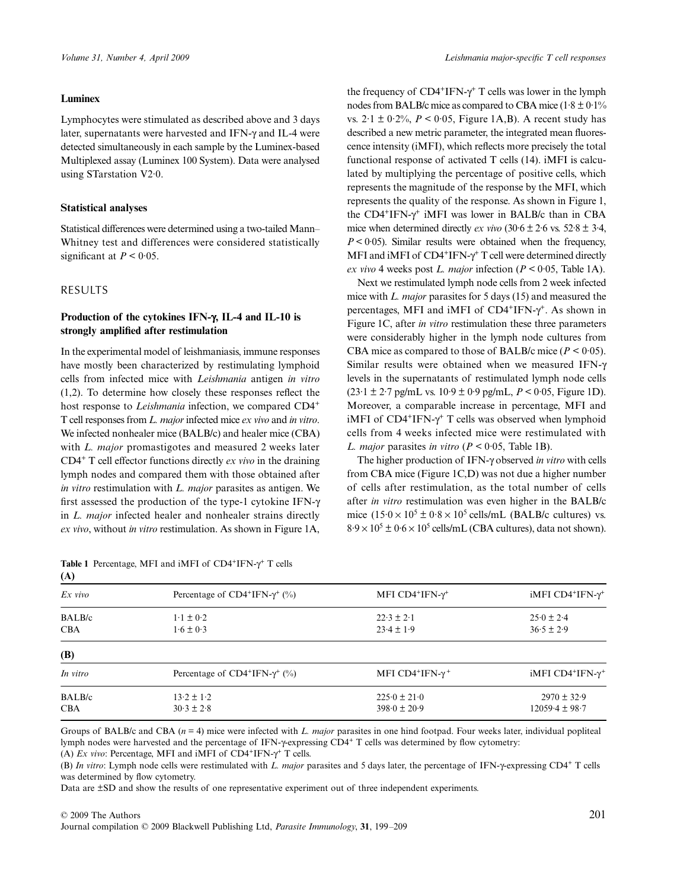### Luminex

Lymphocytes were stimulated as described above and 3 days later, supernatants were harvested and IFN-γ and IL-4 were detected simultaneously in each sample by the Luminex-based Multiplexed assay (Luminex 100 System). Data were analysed using STarstation V2·0.

### Statistical analyses

Statistical differences were determined using a two-tailed Mann–Whitney test and differences were considered statistically significant at $P < 0{\cdot}05$.

## RESULTS

### Production of the cytokines IFN-γ, IL-4 and IL-10 is strongly amplified after restimulation

In the experimental model of leishmaniasis, immune responses have mostly been characterized by restimulating lymphoid cells from infected mice with *Leishmania* antigen *in vitro* (1,2). To determine how closely these responses reflect the host response to *Leishmania* infection, we compared $CD4^+$ T cell responses from *L. major* infected mice *ex vivo* and *in vitro*. We infected nonhealer mice (BALB/c) and healer mice (CBA) with *L. major* promastigotes and measured 2 weeks later $CD4^+$ T cell effector functions directly *ex vivo* in the draining lymph nodes and compared them with those obtained after *in vitro* restimulation with *L. major* parasites as antigen. We first assessed the production of the type-1 cytokine IFN-γ in *L. major* infected healer and nonhealer strains directly *ex vivo*, without *in vitro* restimulation. As shown in Figure 1A, the frequency of $CD4^+IFN\text{-}\gamma^+$ T cells was lower in the lymph nodes from BALB/c mice as compared to CBA mice ($1{\cdot}8 \pm 0{\cdot}1\%$ vs. $2{\cdot}1 \pm 0{\cdot}2\%$, $P < 0{\cdot}05$, Figure 1A,B). A recent study has described a new metric parameter, the integrated mean fluorescence intensity (iMFI), which reflects more precisely the total functional response of activated T cells (14). iMFI is calculated by multiplying the percentage of positive cells, which represents the magnitude of the response by the MFI, which represents the quality of the response. As shown in Figure 1, the $CD4^+IFN\text{-}\gamma^+$ iMFI was lower in BALB/c than in CBA mice when determined directly *ex vivo* ($30{\cdot}6 \pm 2{\cdot}6$ vs. $52{\cdot}8 \pm 3{\cdot}4$, $P < 0{\cdot}05$). Similar results were obtained when the frequency, MFI and iMFI of $CD4^+IFN\text{-}\gamma^+$ T cell were determined directly *ex vivo* 4 weeks post *L. major* infection ($P < 0{\cdot}05$, Table 1A).

Next we restimulated lymph node cells from 2 week infected mice with *L. major* parasites for 5 days (15) and measured the percentages, MFI and iMFI of $CD4^+IFN\text{-}\gamma^+$. As shown in Figure 1C, after *in vitro* restimulation these three parameters were considerably higher in the lymph node cultures from CBA mice as compared to those of BALB/c mice ($P < 0{\cdot}05$). Similar results were obtained when we measured IFN-γ levels in the supernatants of restimulated lymph node cells ($23{\cdot}1 \pm 2{\cdot}7$ pg/mL vs. $10{\cdot}9 \pm 0{\cdot}9$ pg/mL, $P < 0{\cdot}05$, Figure 1D). Moreover, a comparable increase in percentage, MFI and iMFI of $CD4^+IFN\text{-}\gamma^+$ T cells was observed when lymphoid cells from 4 weeks infected mice were restimulated with *L. major* parasites *in vitro* ($P < 0{\cdot}05$, Table 1B).

The higher production of IFN-γ observed *in vitro* with cells from CBA mice (Figure 1C,D) was not due a higher number of cells after restimulation, as the total number of cells after *in vitro* restimulation was even higher in the BALB/c mice ($15{\cdot}0 \times 10^5 \pm 0{\cdot}8 \times 10^5$ cells/mL (BALB/c cultures) vs. $8{\cdot}9 \times 10^5 \pm 0{\cdot}6 \times 10^5$ cells/mL (CBA cultures), data not shown).

**Table 1** Percentage, MFI and iMFI of $CD4^+IFN\text{-}\gamma^+$ T cells

**(A)**

| *Ex vivo* | Percentage of $CD4^+IFN\text{-}\gamma^+$ (%) | MFI $CD4^+IFN\text{-}\gamma^+$ | iMFI $CD4^+IFN\text{-}\gamma^+$ |
|---|---|---|---|
| BALB/c | 1·1 ± 0·2 | 22·3 ± 2·1 | 25·0 ± 2·4 |
| CBA | 1·6 ± 0·3 | 23·4 ± 1·9 | 36·5 ± 2·9 |

**(B)**

| *In vitro* | Percentage of $CD4^+IFN\text{-}\gamma^+$ (%) | MFI $CD4^+IFN\text{-}\gamma^+$ | iMFI $CD4^+IFN\text{-}\gamma^+$ |
|---|---|---|---|
| BALB/c | 13·2 ± 1·2 | 225·0 ± 21·0 | 2970 ± 32·9 |
| CBA | 30·3 ± 2·8 | 398·0 ± 20·9 | 12059·4 ± 98·7 |

Groups of BALB/c and CBA ($n = 4$) mice were infected with *L. major* parasites in one hind footpad. Four weeks later, individual popliteal lymph nodes were harvested and the percentage of IFN-γ-expressing $CD4^+$ T cells was determined by flow cytometry:

(A) *Ex vivo*: Percentage, MFI and iMFI of $CD4^+IFN\text{-}\gamma^+$ T cells.

(B) *In vitro*: Lymph node cells were restimulated with *L. major* parasites and 5 days later, the percentage of IFN-γ-expressing $CD4^+$ T cells was determined by flow cytometry.

Data are ±SD and show the results of one representative experiment out of three independent experiments.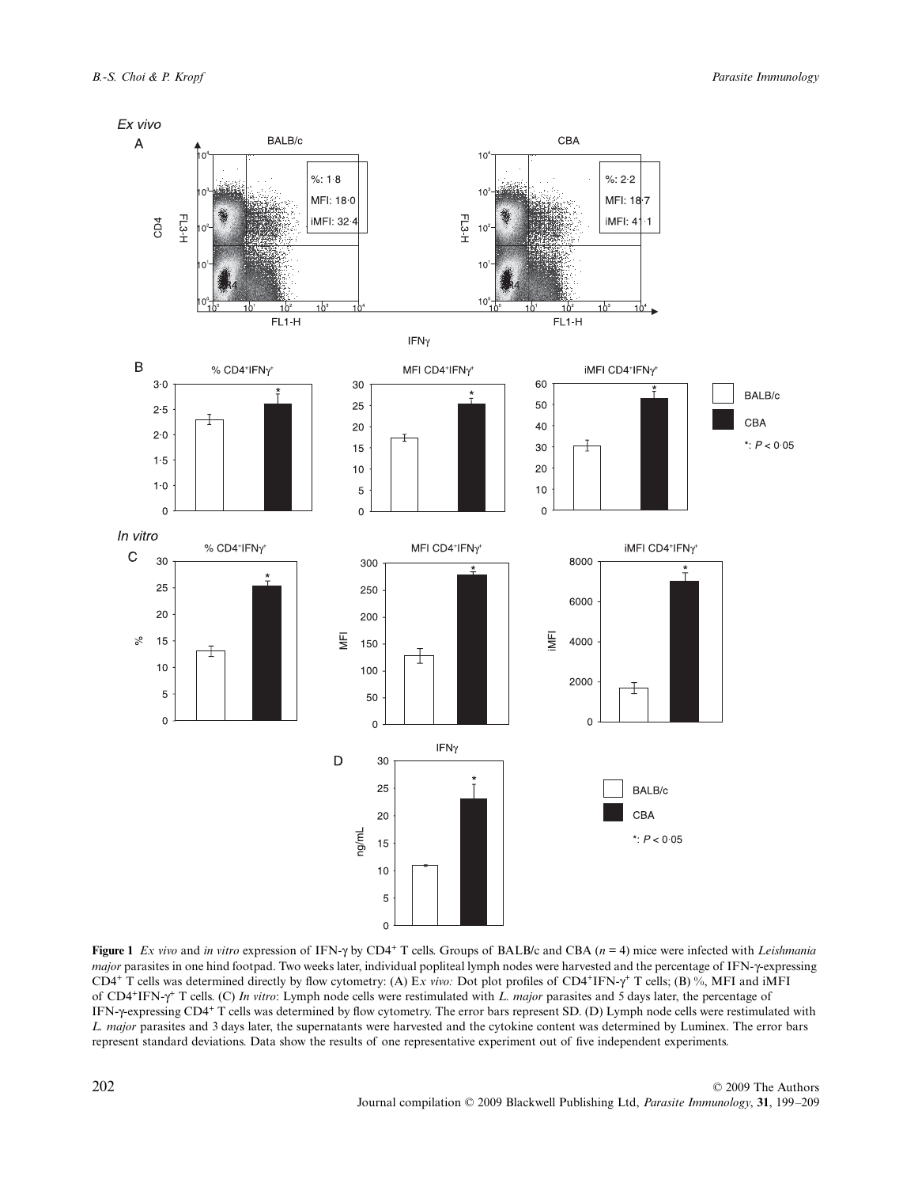**Figure 1** *Ex vivo* and *in vitro* expression of IFN-γ by $CD4^+$ T cells. Groups of BALB/c and CBA ($n = 4$) mice were infected with *Leishmania major* parasites in one hind footpad. Two weeks later, individual popliteal lymph nodes were harvested and the percentage of IFN-γ-expressing $CD4^+$ T cells was determined directly by flow cytometry: (A) E*x vivo:* Dot plot profiles of $CD4^+$IFN-$\gamma^+$ T cells; (B) %, MFI and iMFI of $CD4^+$IFN-$\gamma^+$ T cells. (C) *In vitro*: Lymph node cells were restimulated with *L. major* parasites and 5 days later, the percentage of IFN-γ-expressing $CD4^+$ T cells was determined by flow cytometry. The error bars represent SD. (D) Lymph node cells were restimulated with *L. major* parasites and 3 days later, the supernatants were harvested and the cytokine content was determined by Luminex. The error bars represent standard deviations. Data show the results of one representative experiment out of five independent experiments.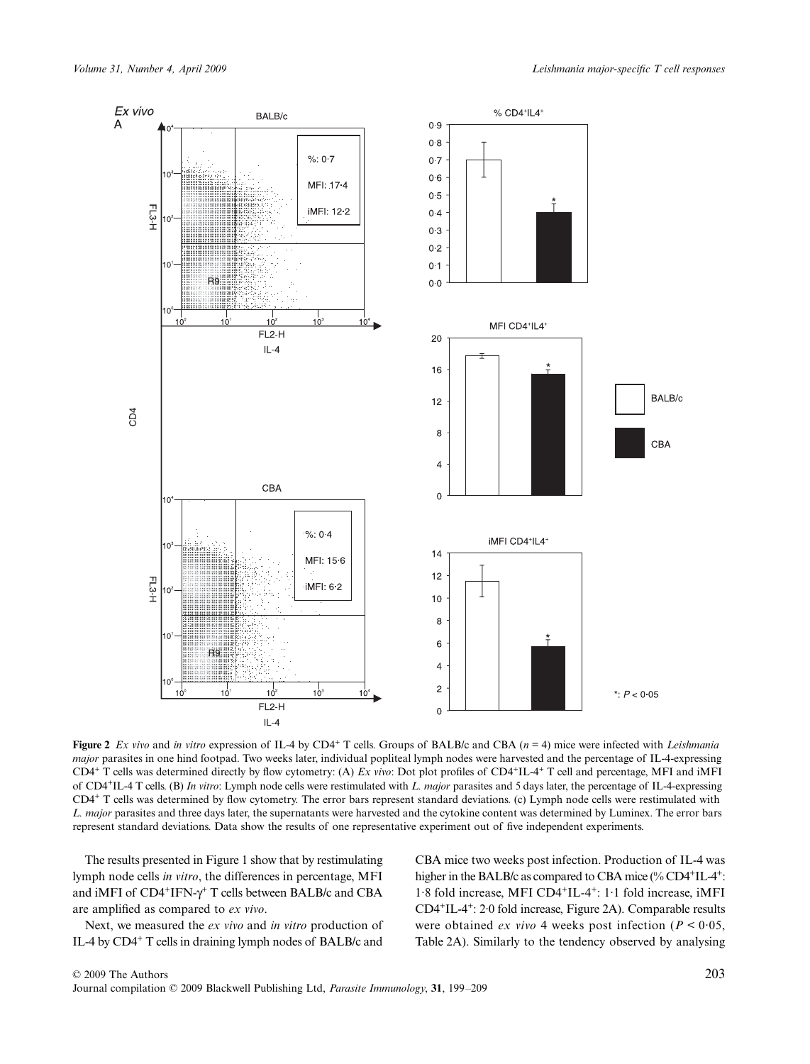**Figure 2** *Ex vivo* and *in vitro* expression of IL-4 by $CD4^+$ T cells. Groups of BALB/c and CBA ($n = 4$) mice were infected with *Leishmania major* parasites in one hind footpad. Two weeks later, individual popliteal lymph nodes were harvested and the percentage of IL-4-expressing $CD4^+$ T cells was determined directly by flow cytometry: (A) *Ex vivo*: Dot plot profiles of $CD4^+IL\text{-}4^+$ T cell and percentage, MFI and iMFI of $CD4^+IL\text{-}4$ T cells. (B) *In vitro*: Lymph node cells were restimulated with *L. major* parasites and 5 days later, the percentage of IL-4-expressing $CD4^+$ T cells was determined by flow cytometry. The error bars represent standard deviations. (c) Lymph node cells were restimulated with *L. major* parasites and three days later, the supernatants were harvested and the cytokine content was determined by Luminex. The error bars represent standard deviations. Data show the results of one representative experiment out of five independent experiments.

The results presented in Figure 1 show that by restimulating lymph node cells *in vitro*, the differences in percentage, MFI and iMFI of $CD4^+IFN\text{-}\gamma^+$ T cells between BALB/c and CBA are amplified as compared to *ex vivo*.

Next, we measured the *ex vivo* and *in vitro* production of IL-4 by $CD4^+$ T cells in draining lymph nodes of BALB/c and CBA mice two weeks post infection. Production of IL-4 was higher in the BALB/c as compared to CBA mice (% $CD4^+IL\text{-}4^+$: 1·8 fold increase, MFI $CD4^+IL\text{-}4^+$: 1·1 fold increase, iMFI $CD4^+IL\text{-}4^+$: 2·0 fold increase, Figure 2A). Comparable results were obtained *ex vivo* 4 weeks post infection ($P < 0·05$, Table 2A). Similarly to the tendency observed by analysing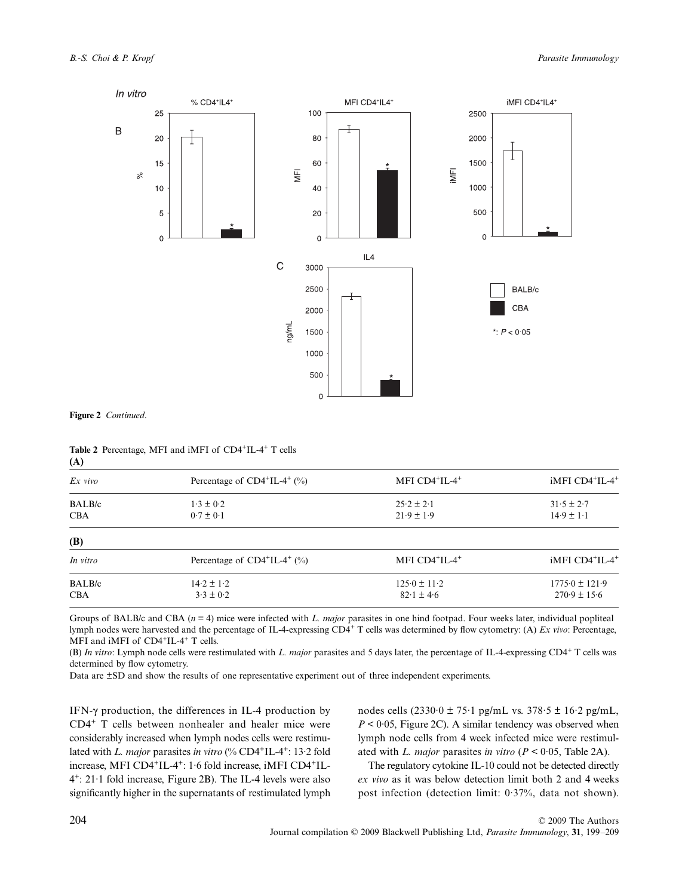**Figure 2** *Continued.*

**Table 2** Percentage, MFI and iMFI of CD4$^+$IL-4$^+$ T cells

**(A)**

| *Ex vivo* | Percentage of CD4$^+$IL-4$^+$ (%) | MFI CD4$^+$IL-4$^+$ | iMFI CD4$^+$IL-4$^+$ |
|---|---|---|---|
| BALB/c | 1·3 ± 0·2 | 25·2 ± 2·1 | 31·5 ± 2·7 |
| CBA | 0·7 ± 0·1 | 21·9 ± 1·9 | 14·9 ± 1·1 |

**(B)**

| *In vitro* | Percentage of CD4$^+$IL-4$^+$ (%) | MFI CD4$^+$IL-4$^+$ | iMFI CD4$^+$IL-4$^+$ |
|---|---|---|---|
| BALB/c | 14·2 ± 1·2 | 125·0 ± 11·2 | 1775·0 ± 121·9 |
| CBA | 3·3 ± 0·2 | 82·1 ± 4·6 | 270·9 ± 15·6 |

Groups of BALB/c and CBA ($n = 4$) mice were infected with *L. major* parasites in one hind footpad. Four weeks later, individual popliteal lymph nodes were harvested and the percentage of IL-4-expressing CD4$^+$ T cells was determined by flow cytometry: (A) *Ex vivo*: Percentage, MFI and iMFI of CD4$^+$IL-4$^+$ T cells.

(B) *In vitro*: Lymph node cells were restimulated with *L. major* parasites and 5 days later, the percentage of IL-4-expressing CD4$^+$ T cells was determined by flow cytometry.

Data are ±SD and show the results of one representative experiment out of three independent experiments.

IFN-γ production, the differences in IL-4 production by CD4$^+$ T cells between nonhealer and healer mice were considerably increased when lymph nodes cells were restimulated with *L. major* parasites *in vitro* (% CD4$^+$IL-4$^+$: 13·2 fold increase, MFI CD4$^+$IL-4$^+$: 1·6 fold increase, iMFI CD4$^+$IL-4$^+$: 21·1 fold increase, Figure 2B). The IL-4 levels were also significantly higher in the supernatants of restimulated lymph nodes cells (2330·0 ± 75·1 pg/mL vs. 378·5 ± 16·2 pg/mL, $P < 0·05$, Figure 2C). A similar tendency was observed when lymph node cells from 4 week infected mice were restimulated with *L. major* parasites *in vitro* ($P < 0·05$, Table 2A).

The regulatory cytokine IL-10 could not be detected directly *ex vivo* as it was below detection limit both 2 and 4 weeks post infection (detection limit: 0·37%, data not shown).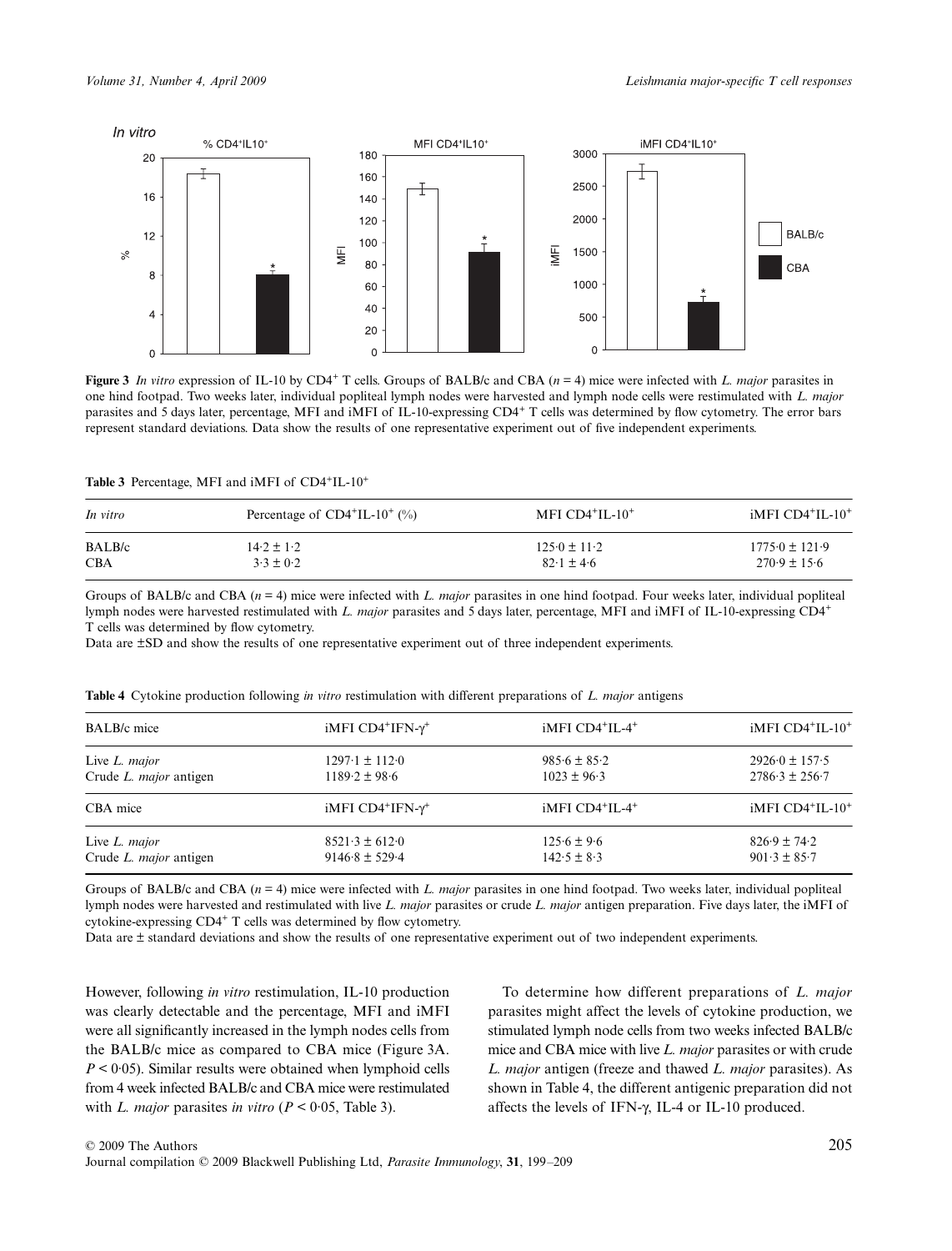Figure 3 *In vitro* expression of IL-10 by $CD4^+$ T cells. Groups of BALB/c and CBA ($n = 4$) mice were infected with *L. major* parasites in one hind footpad. Two weeks later, individual popliteal lymph nodes were harvested and lymph node cells were restimulated with *L. major* parasites and 5 days later, percentage, MFI and iMFI of IL-10-expressing $CD4^+$ T cells was determined by flow cytometry. The error bars represent standard deviations. Data show the results of one representative experiment out of five independent experiments.

**Table 3** Percentage, MFI and iMFI of $CD4^+IL\text{-}10^+$

| *In vitro* | Percentage of $CD4^+IL\text{-}10^+$ (%) | MFI $CD4^+IL\text{-}10^+$ | iMFI $CD4^+IL\text{-}10^+$ |
|---|---|---|---|
| BALB/c | 14·2 ± 1·2 | 125·0 ± 11·2 | 1775·0 ± 121·9 |
| CBA | 3·3 ± 0·2 | 82·1 ± 4·6 | 270·9 ± 15·6 |

Groups of BALB/c and CBA ($n = 4$) mice were infected with *L. major* parasites in one hind footpad. Four weeks later, individual popliteal lymph nodes were harvested restimulated with *L. major* parasites and 5 days later, percentage, MFI and iMFI of IL-10-expressing $CD4^+$ T cells was determined by flow cytometry.
Data are ±SD and show the results of one representative experiment out of three independent experiments.

**Table 4** Cytokine production following *in vitro* restimulation with different preparations of *L. major* antigens

| BALB/c mice | iMFI $CD4^+IFN\text{-}\gamma^+$ | iMFI $CD4^+IL\text{-}4^+$ | iMFI $CD4^+IL\text{-}10^+$ |
|---|---|---|---|
| Live *L. major* | 1297·1 ± 112·0 | 985·6 ± 85·2 | 2926·0 ± 157·5 |
| Crude *L. major* antigen | 1189·2 ± 98·6 | 1023 ± 96·3 | 2786·3 ± 256·7 |
| **CBA mice** | **iMFI $CD4^+IFN\text{-}\gamma^+$** | **iMFI $CD4^+IL\text{-}4^+$** | **iMFI $CD4^+IL\text{-}10^+$** |
| Live *L. major* | 8521·3 ± 612·0 | 125·6 ± 9·6 | 826·9 ± 74·2 |
| Crude *L. major* antigen | 9146·8 ± 529·4 | 142·5 ± 8·3 | 901·3 ± 85·7 |

Groups of BALB/c and CBA ($n = 4$) mice were infected with *L. major* parasites in one hind footpad. Two weeks later, individual popliteal lymph nodes were harvested and restimulated with live *L. major* parasites or crude *L. major* antigen preparation. Five days later, the iMFI of cytokine-expressing $CD4^+$ T cells was determined by flow cytometry.
Data are ± standard deviations and show the results of one representative experiment out of two independent experiments.

However, following *in vitro* restimulation, IL-10 production was clearly detectable and the percentage, MFI and iMFI were all significantly increased in the lymph nodes cells from the BALB/c mice as compared to CBA mice (Figure 3A. $P < 0{\cdot}05$). Similar results were obtained when lymphoid cells from 4 week infected BALB/c and CBA mice were restimulated with *L. major* parasites *in vitro* ($P < 0{\cdot}05$, Table 3).

To determine how different preparations of *L. major* parasites might affect the levels of cytokine production, we stimulated lymph node cells from two weeks infected BALB/c mice and CBA mice with live *L. major* parasites or with crude *L. major* antigen (freeze and thawed *L. major* parasites). As shown in Table 4, the different antigenic preparation did not affects the levels of IFN-γ, IL-4 or IL-10 produced.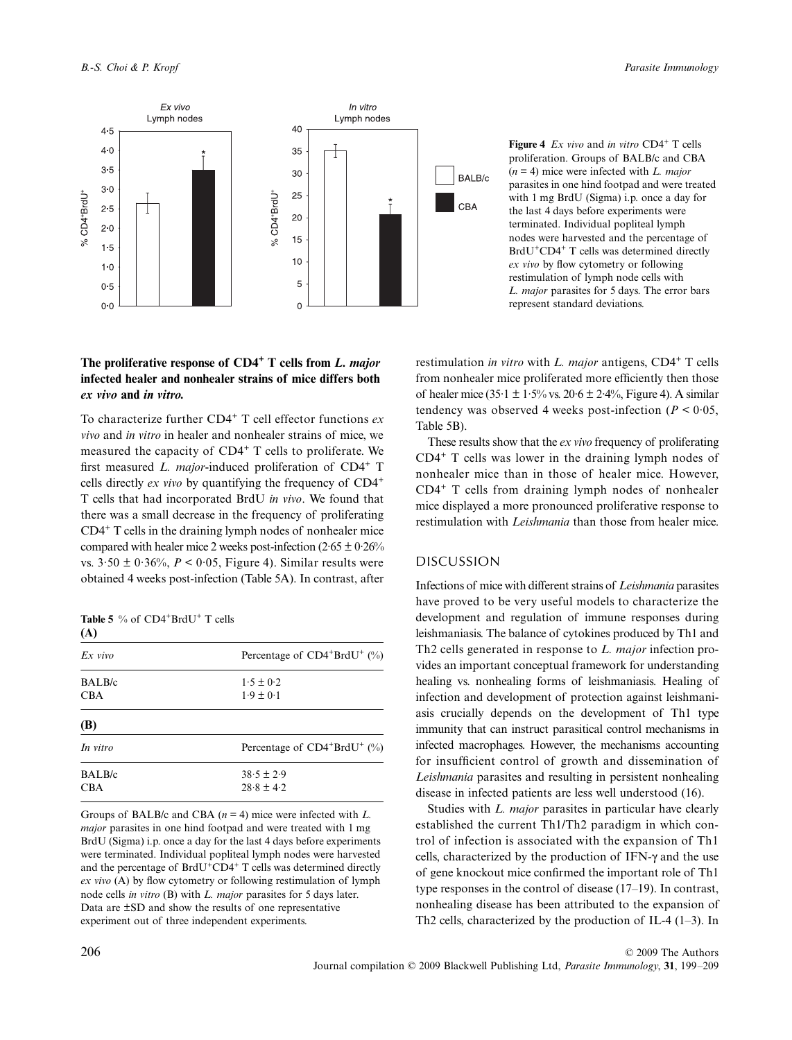**Figure 4** *Ex vivo* and *in vitro* $CD4^+$ T cells proliferation. Groups of BALB/c and CBA ($n = 4$) mice were infected with *L. major* parasites in one hind footpad and were treated with 1 mg BrdU (Sigma) i.p. once a day for the last 4 days before experiments were terminated. Individual popliteal lymph nodes were harvested and the percentage of $BrdU^+CD4^+$ T cells was determined directly *ex vivo* by flow cytometry or following restimulation of lymph node cells with *L. major* parasites for 5 days. The error bars represent standard deviations.

### The proliferative response of $CD4^+$ T cells from *L. major* infected healer and nonhealer strains of mice differs both *ex vivo* and *in vitro*.

To characterize further $CD4^+$ T cell effector functions *ex vivo* and *in vitro* in healer and nonhealer strains of mice, we measured the capacity of $CD4^+$ T cells to proliferate. We first measured *L. major*-induced proliferation of $CD4^+$ T cells directly *ex vivo* by quantifying the frequency of $CD4^+$ T cells that had incorporated BrdU *in vivo*. We found that there was a small decrease in the frequency of proliferating $CD4^+$ T cells in the draining lymph nodes of nonhealer mice compared with healer mice 2 weeks post-infection (2·65 ± 0·26% vs. 3·50 ± 0·36%, $P < 0·05$, Figure 4). Similar results were obtained 4 weeks post-infection (Table 5A). In contrast, after restimulation *in vitro* with *L. major* antigens, $CD4^+$ T cells from nonhealer mice proliferated more efficiently then those of healer mice (35·1 ± 1·5% vs. 20·6 ± 2·4%, Figure 4). A similar tendency was observed 4 weeks post-infection ($P < 0·05$, Table 5B).

These results show that the *ex vivo* frequency of proliferating $CD4^+$ T cells was lower in the draining lymph nodes of nonhealer mice than in those of healer mice. However, $CD4^+$ T cells from draining lymph nodes of nonhealer mice displayed a more pronounced proliferative response to restimulation with *Leishmania* than those from healer mice.

**Table 5** % of $CD4^+BrdU^+$ T cells

**(A)**

| *Ex vivo* | Percentage of $CD4^+BrdU^+$ (%) |
|---|---|
| BALB/c | 1·5 ± 0·2 |
| CBA | 1·9 ± 0·1 |

**(B)**

| *In vitro* | Percentage of $CD4^+BrdU^+$ (%) |
|---|---|
| BALB/c | 38·5 ± 2·9 |
| CBA | 28·8 ± 4·2 |

Groups of BALB/c and CBA ($n = 4$) mice were infected with *L. major* parasites in one hind footpad and were treated with 1 mg BrdU (Sigma) i.p. once a day for the last 4 days before experiments were terminated. Individual popliteal lymph nodes were harvested and the percentage of $BrdU^+CD4^+$ T cells was determined directly *ex vivo* (A) by flow cytometry or following restimulation of lymph node cells *in vitro* (B) with *L. major* parasites for 5 days later. Data are ±SD and show the results of one representative experiment out of three independent experiments.

## DISCUSSION

Infections of mice with different strains of *Leishmania* parasites have proved to be very useful models to characterize the development and regulation of immune responses during leishmaniasis. The balance of cytokines produced by Th1 and Th2 cells generated in response to *L. major* infection provides an important conceptual framework for understanding healing vs. nonhealing forms of leishmaniasis. Healing of infection and development of protection against leishmaniasis crucially depends on the development of Th1 type immunity that can instruct parasitical control mechanisms in infected macrophages. However, the mechanisms accounting for insufficient control of growth and dissemination of *Leishmania* parasites and resulting in persistent nonhealing disease in infected patients are less well understood (16).

Studies with *L. major* parasites in particular have clearly established the current Th1/Th2 paradigm in which control of infection is associated with the expansion of Th1 cells, characterized by the production of IFN-γ and the use of gene knockout mice confirmed the important role of Th1 type responses in the control of disease (17–19). In contrast, nonhealing disease has been attributed to the expansion of Th2 cells, characterized by the production of IL-4 (1–3). In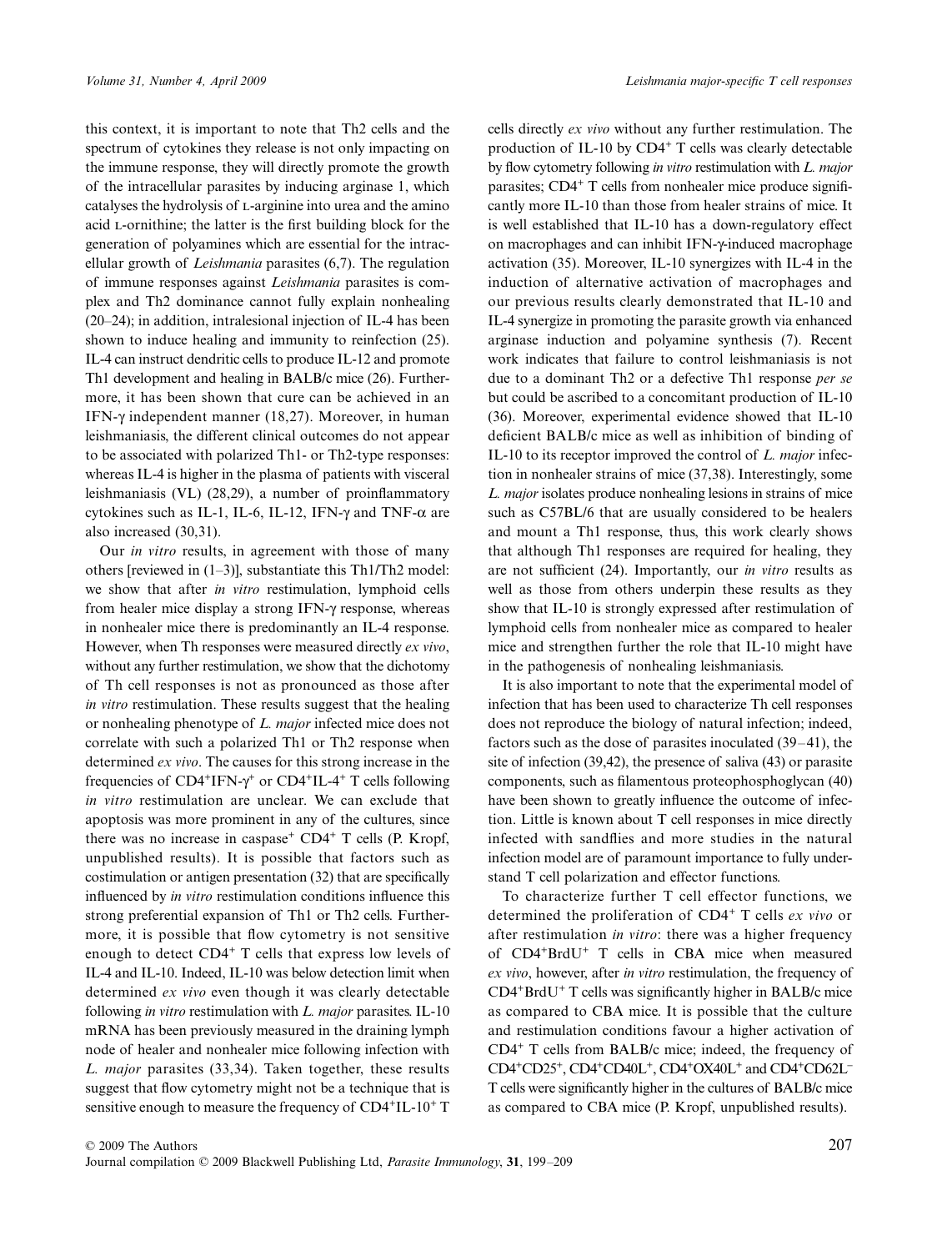this context, it is important to note that Th2 cells and the spectrum of cytokines they release is not only impacting on the immune response, they will directly promote the growth of the intracellular parasites by inducing arginase 1, which catalyses the hydrolysis of L-arginine into urea and the amino acid L-ornithine; the latter is the first building block for the generation of polyamines which are essential for the intracellular growth of *Leishmania* parasites (6,7). The regulation of immune responses against *Leishmania* parasites is complex and Th2 dominance cannot fully explain nonhealing (20–24); in addition, intralesional injection of IL-4 has been shown to induce healing and immunity to reinfection (25). IL-4 can instruct dendritic cells to produce IL-12 and promote Th1 development and healing in BALB/c mice (26). Furthermore, it has been shown that cure can be achieved in an IFN-γ independent manner (18,27). Moreover, in human leishmaniasis, the different clinical outcomes do not appear to be associated with polarized Th1- or Th2-type responses: whereas IL-4 is higher in the plasma of patients with visceral leishmaniasis (VL) (28,29), a number of proinflammatory cytokines such as IL-1, IL-6, IL-12, IFN-γ and TNF-α are also increased (30,31).

Our *in vitro* results, in agreement with those of many others [reviewed in (1–3)], substantiate this Th1/Th2 model: we show that after *in vitro* restimulation, lymphoid cells from healer mice display a strong IFN-γ response, whereas in nonhealer mice there is predominantly an IL-4 response. However, when Th responses were measured directly *ex vivo*, without any further restimulation, we show that the dichotomy of Th cell responses is not as pronounced as those after *in vitro* restimulation. These results suggest that the healing or nonhealing phenotype of *L. major* infected mice does not correlate with such a polarized Th1 or Th2 response when determined *ex vivo*. The causes for this strong increase in the frequencies of $CD4^+IFN\text{-}\gamma^+$ or $CD4^+IL\text{-}4^+$ T cells following *in vitro* restimulation are unclear. We can exclude that apoptosis was more prominent in any of the cultures, since there was no increase in caspase$^+$ $CD4^+$ T cells (P. Kropf, unpublished results). It is possible that factors such as costimulation or antigen presentation (32) that are specifically influenced by *in vitro* restimulation conditions influence this strong preferential expansion of Th1 or Th2 cells. Furthermore, it is possible that flow cytometry is not sensitive enough to detect $CD4^+$ T cells that express low levels of IL-4 and IL-10. Indeed, IL-10 was below detection limit when determined *ex vivo* even though it was clearly detectable following *in vitro* restimulation with *L. major* parasites. IL-10 mRNA has been previously measured in the draining lymph node of healer and nonhealer mice following infection with *L. major* parasites (33,34). Taken together, these results suggest that flow cytometry might not be a technique that is sensitive enough to measure the frequency of $CD4^+IL\text{-}10^+$ T cells directly *ex vivo* without any further restimulation. The production of IL-10 by $CD4^+$ T cells was clearly detectable by flow cytometry following *in vitro* restimulation with *L. major* parasites; $CD4^+$ T cells from nonhealer mice produce significantly more IL-10 than those from healer strains of mice. It is well established that IL-10 has a down-regulatory effect on macrophages and can inhibit IFN-γ-induced macrophage activation (35). Moreover, IL-10 synergizes with IL-4 in the induction of alternative activation of macrophages and our previous results clearly demonstrated that IL-10 and IL-4 synergize in promoting the parasite growth via enhanced arginase induction and polyamine synthesis (7). Recent work indicates that failure to control leishmaniasis is not due to a dominant Th2 or a defective Th1 response *per se* but could be ascribed to a concomitant production of IL-10 (36). Moreover, experimental evidence showed that IL-10 deficient BALB/c mice as well as inhibition of binding of IL-10 to its receptor improved the control of *L. major* infection in nonhealer strains of mice (37,38). Interestingly, some *L. major* isolates produce nonhealing lesions in strains of mice such as C57BL/6 that are usually considered to be healers and mount a Th1 response, thus, this work clearly shows that although Th1 responses are required for healing, they are not sufficient (24). Importantly, our *in vitro* results as well as those from others underpin these results as they show that IL-10 is strongly expressed after restimulation of lymphoid cells from nonhealer mice as compared to healer mice and strengthen further the role that IL-10 might have in the pathogenesis of nonhealing leishmaniasis.

It is also important to note that the experimental model of infection that has been used to characterize Th cell responses does not reproduce the biology of natural infection; indeed, factors such as the dose of parasites inoculated (39–41), the site of infection (39,42), the presence of saliva (43) or parasite components, such as filamentous proteophosphoglycan (40) have been shown to greatly influence the outcome of infection. Little is known about T cell responses in mice directly infected with sandflies and more studies in the natural infection model are of paramount importance to fully understand T cell polarization and effector functions.

To characterize further T cell effector functions, we determined the proliferation of $CD4^+$ T cells *ex vivo* or after restimulation *in vitro*: there was a higher frequency of $CD4^+BrdU^+$ T cells in CBA mice when measured *ex vivo*, however, after *in vitro* restimulation, the frequency of $CD4^+BrdU^+$ T cells was significantly higher in BALB/c mice as compared to CBA mice. It is possible that the culture and restimulation conditions favour a higher activation of $CD4^+$ T cells from BALB/c mice; indeed, the frequency of $CD4^+CD25^+$, $CD4^+CD40L^+$, $CD4^+OX40L^+$ and $CD4^+CD62L^-$ T cells were significantly higher in the cultures of BALB/c mice as compared to CBA mice (P. Kropf, unpublished results).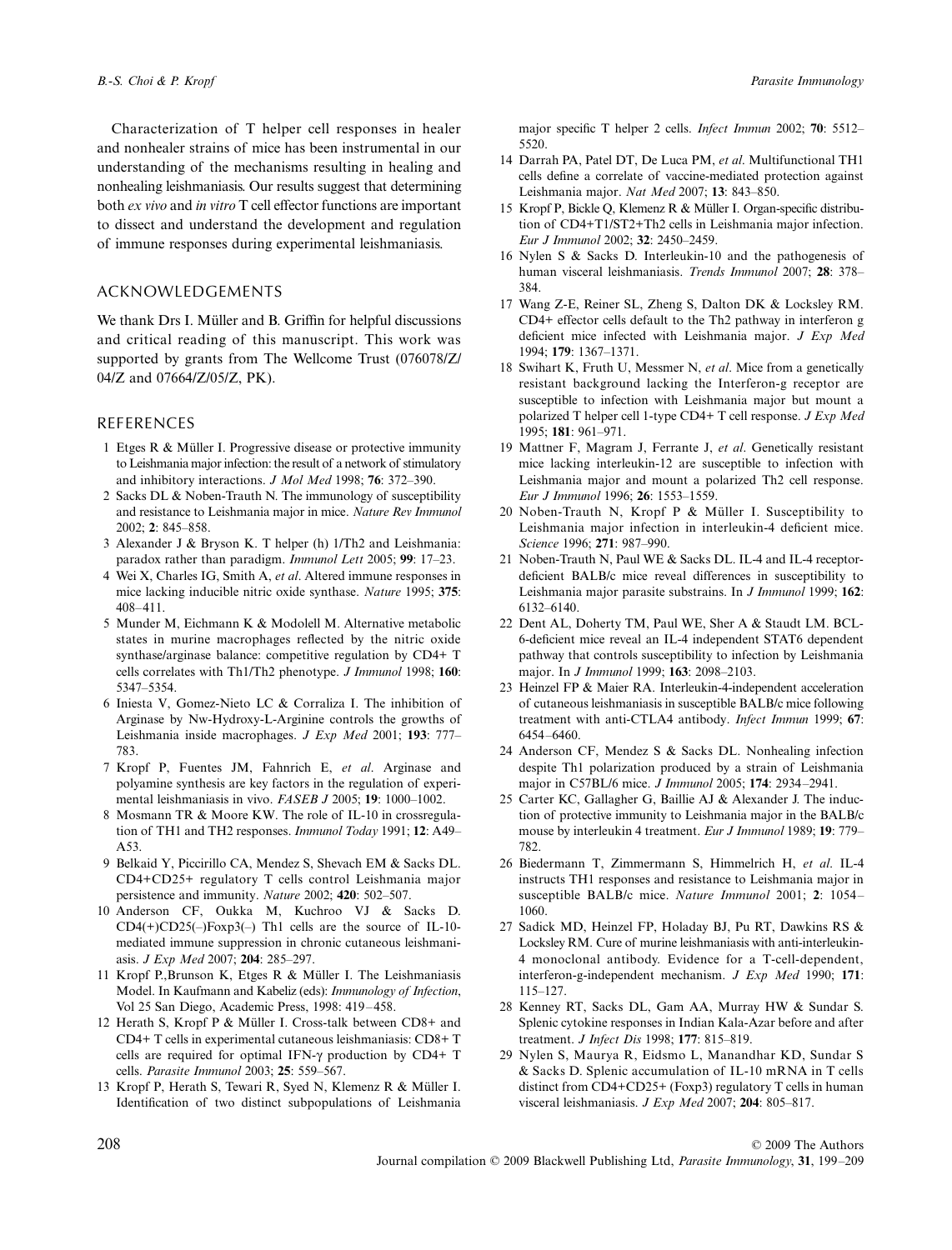Characterization of T helper cell responses in healer and nonhealer strains of mice has been instrumental in our understanding of the mechanisms resulting in healing and nonhealing leishmaniasis. Our results suggest that determining both *ex vivo* and *in vitro* T cell effector functions are important to dissect and understand the development and regulation of immune responses during experimental leishmaniasis.

## ACKNOWLEDGEMENTS

We thank Drs I. Müller and B. Griffin for helpful discussions and critical reading of this manuscript. This work was supported by grants from The Wellcome Trust (076078/Z/04/Z and 07664/Z/05/Z, PK).

## REFERENCES

1 Etges R & Müller I. Progressive disease or protective immunity to Leishmania major infection: the result of a network of stimulatory and inhibitory interactions. *J Mol Med* 1998; **76**: 372–390.

2 Sacks DL & Noben-Trauth N. The immunology of susceptibility and resistance to Leishmania major in mice. *Nature Rev Immunol* 2002; **2**: 845–858.

3 Alexander J & Bryson K. T helper (h) 1/Th2 and Leishmania: paradox rather than paradigm. *Immunol Lett* 2005; **99**: 17–23.

4 Wei X, Charles IG, Smith A, *et al*. Altered immune responses in mice lacking inducible nitric oxide synthase. *Nature* 1995; **375**: 408–411.

5 Munder M, Eichmann K & Modolell M. Alternative metabolic states in murine macrophages reflected by the nitric oxide synthase/arginase balance: competitive regulation by CD4+ T cells correlates with Th1/Th2 phenotype. *J Immunol* 1998; **160**: 5347–5354.

6 Iniesta V, Gomez-Nieto LC & Corraliza I. The inhibition of Arginase by Nw-Hydroxy-L-Arginine controls the growths of Leishmania inside macrophages. *J Exp Med* 2001; **193**: 777–783.

7 Kropf P, Fuentes JM, Fahnrich E, *et al*. Arginase and polyamine synthesis are key factors in the regulation of experimental leishmaniasis in vivo. *FASEB J* 2005; **19**: 1000–1002.

8 Mosmann TR & Moore KW. The role of IL-10 in crossregulation of TH1 and TH2 responses. *Immunol Today* 1991; **12**: A49–A53.

9 Belkaid Y, Piccirillo CA, Mendez S, Shevach EM & Sacks DL. CD4+CD25+ regulatory T cells control Leishmania major persistence and immunity. *Nature* 2002; **420**: 502–507.

10 Anderson CF, Oukka M, Kuchroo VJ & Sacks D. CD4(+)CD25(–)Foxp3(–) Th1 cells are the source of IL-10-mediated immune suppression in chronic cutaneous leishmaniasis. *J Exp Med* 2007; **204**: 285–297.

11 Kropf P.,Brunson K, Etges R & Müller I. The Leishmaniasis Model. In Kaufmann and Kabeliz (eds): *Immunology of Infection*, Vol 25 San Diego, Academic Press, 1998: 419–458.

12 Herath S, Kropf P & Müller I. Cross-talk between CD8+ and CD4+ T cells in experimental cutaneous leishmaniasis: CD8+ T cells are required for optimal IFN-γ production by CD4+ T cells. *Parasite Immunol* 2003; **25**: 559–567.

13 Kropf P, Herath S, Tewari R, Syed N, Klemenz R & Müller I. Identification of two distinct subpopulations of Leishmania major specific T helper 2 cells. *Infect Immun* 2002; **70**: 5512–5520.

14 Darrah PA, Patel DT, De Luca PM, *et al*. Multifunctional TH1 cells define a correlate of vaccine-mediated protection against Leishmania major. *Nat Med* 2007; **13**: 843–850.

15 Kropf P, Bickle Q, Klemenz R & Müller I. Organ-specific distribution of CD4+T1/ST2+Th2 cells in Leishmania major infection. *Eur J Immunol* 2002; **32**: 2450–2459.

16 Nylen S & Sacks D. Interleukin-10 and the pathogenesis of human visceral leishmaniasis. *Trends Immunol* 2007; **28**: 378–384.

17 Wang Z-E, Reiner SL, Zheng S, Dalton DK & Locksley RM. CD4+ effector cells default to the Th2 pathway in interferon g deficient mice infected with Leishmania major. *J Exp Med* 1994; **179**: 1367–1371.

18 Swihart K, Fruth U, Messmer N, *et al*. Mice from a genetically resistant background lacking the Interferon-g receptor are susceptible to infection with Leishmania major but mount a polarized T helper cell 1-type CD4+ T cell response. *J Exp Med* 1995; **181**: 961–971.

19 Mattner F, Magram J, Ferrante J, *et al*. Genetically resistant mice lacking interleukin-12 are susceptible to infection with Leishmania major and mount a polarized Th2 cell response. *Eur J Immunol* 1996; **26**: 1553–1559.

20 Noben-Trauth N, Kropf P & Müller I. Susceptibility to Leishmania major infection in interleukin-4 deficient mice. *Science* 1996; **271**: 987–990.

21 Noben-Trauth N, Paul WE & Sacks DL. IL-4 and IL-4 receptor-deficient BALB/c mice reveal differences in susceptibility to Leishmania major parasite substrains. In *J Immunol* 1999; **162**: 6132–6140.

22 Dent AL, Doherty TM, Paul WE, Sher A & Staudt LM. BCL-6-deficient mice reveal an IL-4 independent STAT6 dependent pathway that controls susceptibility to infection by Leishmania major. In *J Immunol* 1999; **163**: 2098–2103.

23 Heinzel FP & Maier RA. Interleukin-4-independent acceleration of cutaneous leishmaniasis in susceptible BALB/c mice following treatment with anti-CTLA4 antibody. *Infect Immun* 1999; **67**: 6454–6460.

24 Anderson CF, Mendez S & Sacks DL. Nonhealing infection despite Th1 polarization produced by a strain of Leishmania major in C57BL/6 mice. *J Immunol* 2005; **174**: 2934–2941.

25 Carter KC, Gallagher G, Baillie AJ & Alexander J. The induction of protective immunity to Leishmania major in the BALB/c mouse by interleukin 4 treatment. *Eur J Immunol* 1989; **19**: 779–782.

26 Biedermann T, Zimmermann S, Himmelrich H, *et al*. IL-4 instructs TH1 responses and resistance to Leishmania major in susceptible BALB/c mice. *Nature Immunol* 2001; **2**: 1054–1060.

27 Sadick MD, Heinzel FP, Holaday BJ, Pu RT, Dawkins RS & Locksley RM. Cure of murine leishmaniasis with anti-interleukin-4 monoclonal antibody. Evidence for a T-cell-dependent, interferon-g-independent mechanism. *J Exp Med* 1990; **171**: 115–127.

28 Kenney RT, Sacks DL, Gam AA, Murray HW & Sundar S. Splenic cytokine responses in Indian Kala-Azar before and after treatment. *J Infect Dis* 1998; **177**: 815–819.

29 Nylen S, Maurya R, Eidsmo L, Manandhar KD, Sundar S & Sacks D. Splenic accumulation of IL-10 mRNA in T cells distinct from CD4+CD25+ (Foxp3) regulatory T cells in human visceral leishmaniasis. *J Exp Med* 2007; **204**: 805–817.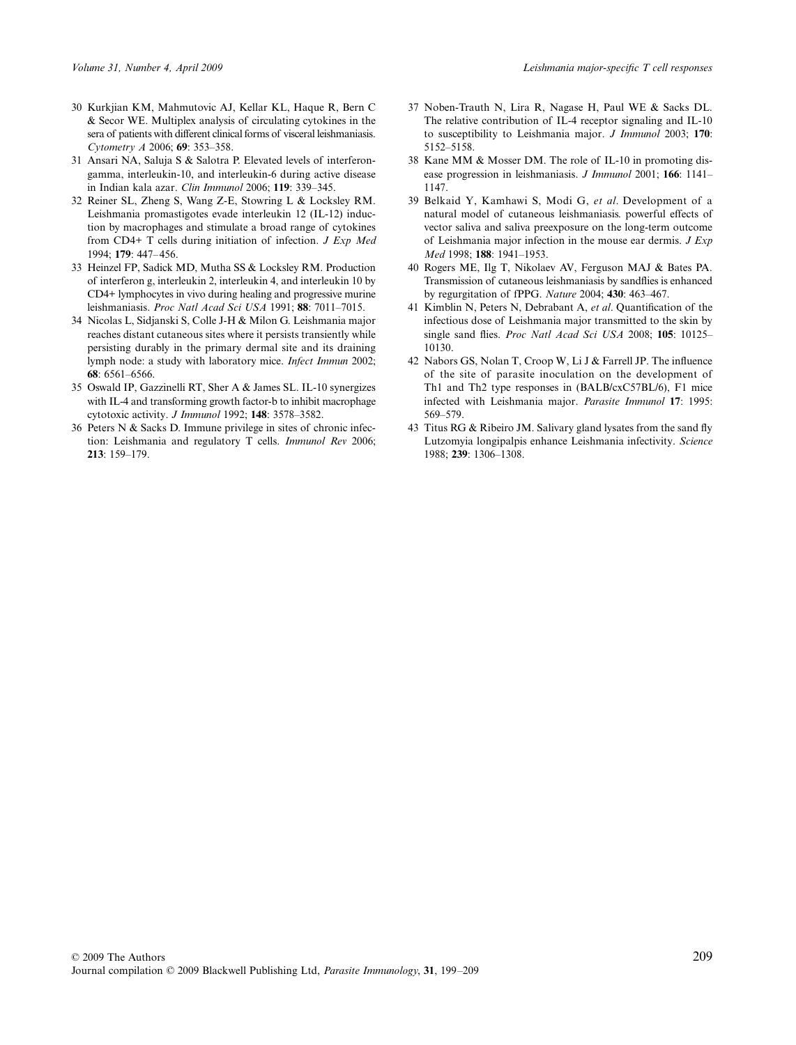30 Kurkjian KM, Mahmutovic AJ, Kellar KL, Haque R, Bern C & Secor WE. Multiplex analysis of circulating cytokines in the sera of patients with different clinical forms of visceral leishmaniasis. *Cytometry A* 2006; **69**: 353–358.

31 Ansari NA, Saluja S & Salotra P. Elevated levels of interferon-gamma, interleukin-10, and interleukin-6 during active disease in Indian kala azar. *Clin Immunol* 2006; **119**: 339–345.

32 Reiner SL, Zheng S, Wang Z-E, Stowring L & Locksley RM. Leishmania promastigotes evade interleukin 12 (IL-12) induction by macrophages and stimulate a broad range of cytokines from CD4+ T cells during initiation of infection. *J Exp Med* 1994; **179**: 447–456.

33 Heinzel FP, Sadick MD, Mutha SS & Locksley RM. Production of interferon g, interleukin 2, interleukin 4, and interleukin 10 by CD4+ lymphocytes in vivo during healing and progressive murine leishmaniasis. *Proc Natl Acad Sci USA* 1991; **88**: 7011–7015.

34 Nicolas L, Sidjanski S, Colle J-H & Milon G. Leishmania major reaches distant cutaneous sites where it persists transiently while persisting durably in the primary dermal site and its draining lymph node: a study with laboratory mice. *Infect Immun* 2002; **68**: 6561–6566.

35 Oswald IP, Gazzinelli RT, Sher A & James SL. IL-10 synergizes with IL-4 and transforming growth factor-b to inhibit macrophage cytotoxic activity. *J Immunol* 1992; **148**: 3578–3582.

36 Peters N & Sacks D. Immune privilege in sites of chronic infection: Leishmania and regulatory T cells. *Immunol Rev* 2006; **213**: 159–179.

37 Noben-Trauth N, Lira R, Nagase H, Paul WE & Sacks DL. The relative contribution of IL-4 receptor signaling and IL-10 to susceptibility to Leishmania major. *J Immunol* 2003; **170**: 5152–5158.

38 Kane MM & Mosser DM. The role of IL-10 in promoting disease progression in leishmaniasis. *J Immunol* 2001; **166**: 1141–1147.

39 Belkaid Y, Kamhawi S, Modi G, *et al*. Development of a natural model of cutaneous leishmaniasis. powerful effects of vector saliva and saliva preexposure on the long-term outcome of Leishmania major infection in the mouse ear dermis. *J Exp Med* 1998; **188**: 1941–1953.

40 Rogers ME, Ilg T, Nikolaev AV, Ferguson MAJ & Bates PA. Transmission of cutaneous leishmaniasis by sandflies is enhanced by regurgitation of fPPG. *Nature* 2004; **430**: 463–467.

41 Kimblin N, Peters N, Debrabant A, *et al*. Quantification of the infectious dose of Leishmania major transmitted to the skin by single sand flies. *Proc Natl Acad Sci USA* 2008; **105**: 10125–10130.

42 Nabors GS, Nolan T, Croop W, Li J & Farrell JP. The influence of the site of parasite inoculation on the development of Th1 and Th2 type responses in (BALB/cxC57BL/6), F1 mice infected with Leishmania major. *Parasite Immunol* **17**: 1995: 569–579.

43 Titus RG & Ribeiro JM. Salivary gland lysates from the sand fly Lutzomyia longipalpis enhance Leishmania infectivity. *Science* 1988; **239**: 1306–1308.